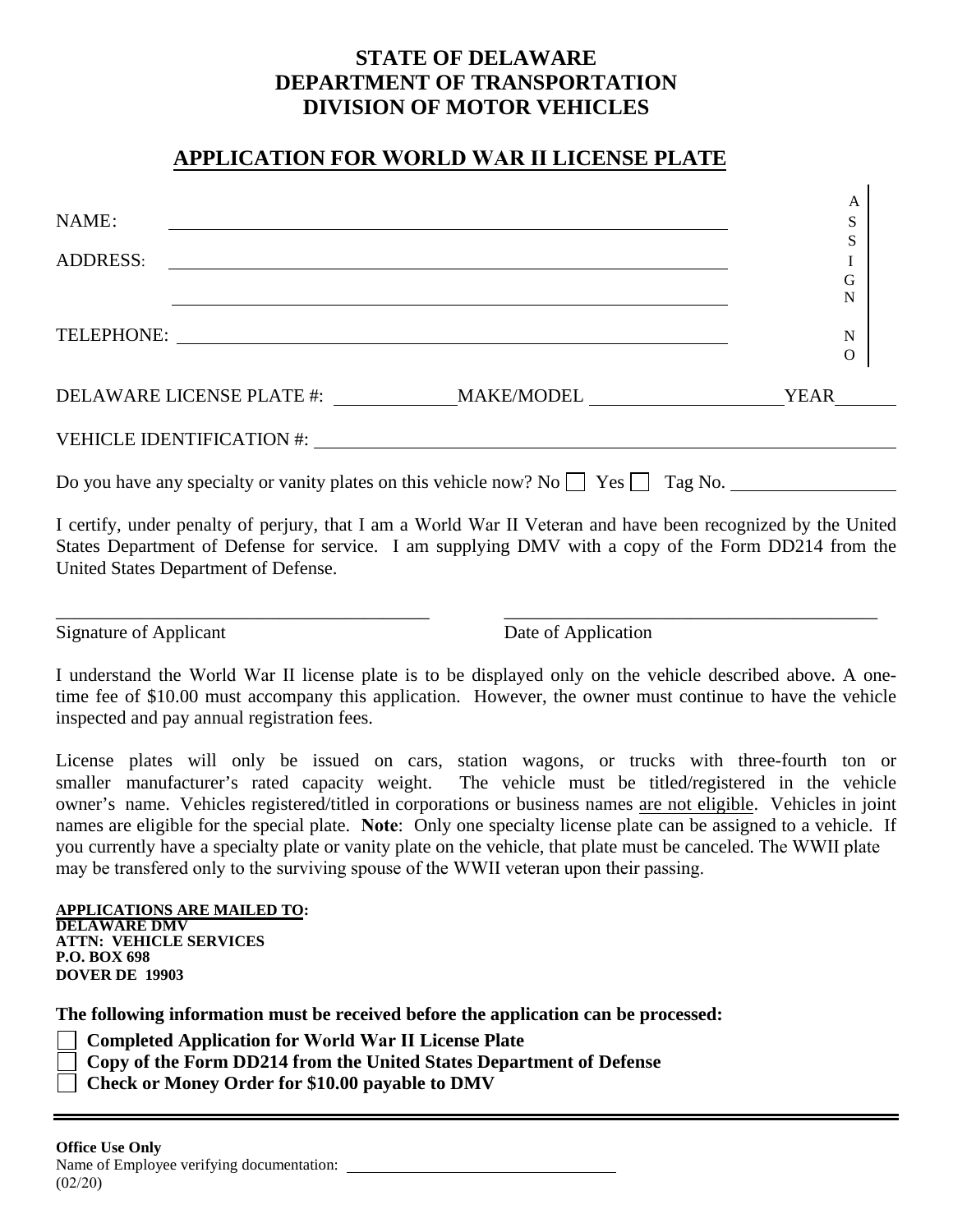# STATE OF DELAWARE
# DEPARTMENT OF TRANSPORTATION
# DIVISION OF MOTOR VEHICLES

## APPLICATION FOR WORLD WAR II LICENSE PLATE

NAME: ______________________________________________

ADDRESS: ______________________________________________

______________________________________________

TELEPHONE: ______________________________________________

ASSIGN NO

DELAWARE LICENSE PLATE #: __________ MAKE/MODEL ________________ YEAR ______

VEHICLE IDENTIFICATION #: ______________________________________________

Do you have any specialty or vanity plates on this vehicle now? No ☐ Yes ☐ Tag No. ______________

I certify, under penalty of perjury, that I am a World War II Veteran and have been recognized by the United States Department of Defense for service. I am supplying DMV with a copy of the Form DD214 from the United States Department of Defense.

________________________________ ________________________________

Signature of Applicant Date of Application

I understand the World War II license plate is to be displayed only on the vehicle described above. A one-time fee of $10.00 must accompany this application. However, the owner must continue to have the vehicle inspected and pay annual registration fees.

License plates will only be issued on cars, station wagons, or trucks with three-fourth ton or smaller manufacturer's rated capacity weight. The vehicle must be titled/registered in the vehicle owner's name. Vehicles registered/titled in corporations or business names are not eligible. Vehicles in joint names are eligible for the special plate. **Note**: Only one specialty license plate can be assigned to a vehicle. If you currently have a specialty plate or vanity plate on the vehicle, that plate must be canceled. The WWII plate may be transfered only to the surviving spouse of the WWII veteran upon their passing.

**APPLICATIONS ARE MAILED TO:**
**DELAWARE DMV**
**ATTN: VEHICLE SERVICES**
**P.O. BOX 698**
**DOVER DE 19903**

**The following information must be received before the application can be processed:**

- ☐ **Completed Application for World War II License Plate**
- ☐ **Copy of the Form DD214 from the United States Department of Defense**
- ☐ **Check or Money Order for $10.00 payable to DMV**

---

**Office Use Only**
Name of Employee verifying documentation: ______________________
(02/20)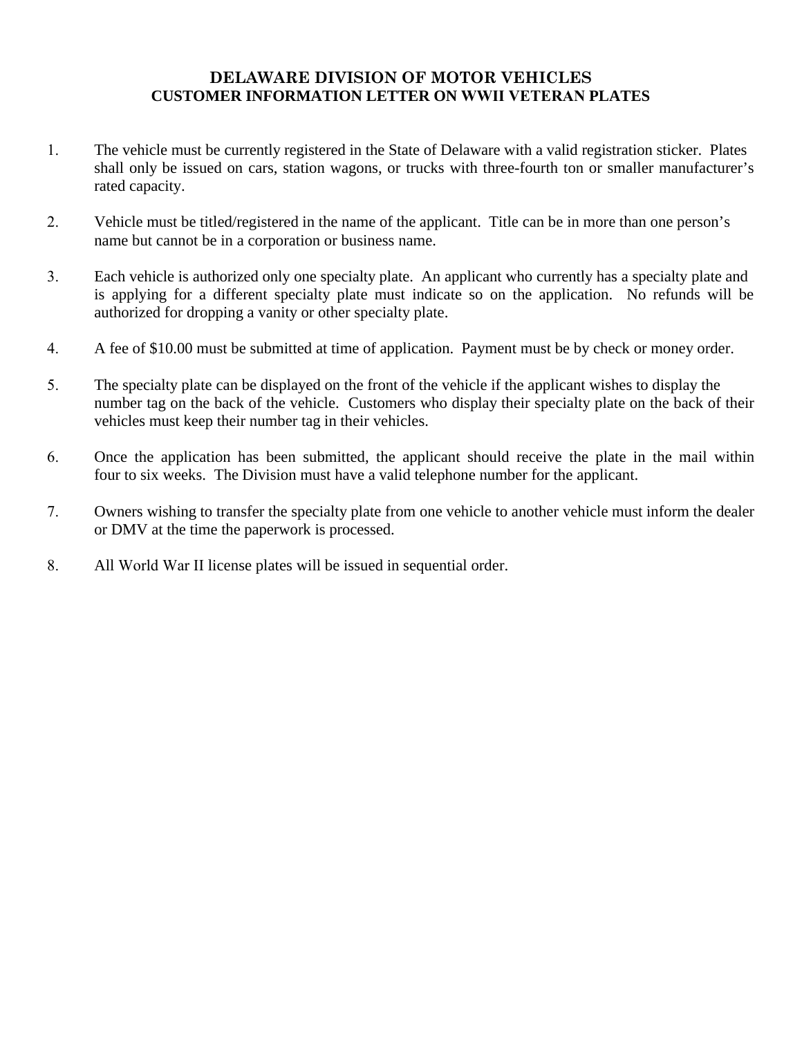# DELAWARE DIVISION OF MOTOR VEHICLES
## CUSTOMER INFORMATION LETTER ON WWII VETERAN PLATES

1. The vehicle must be currently registered in the State of Delaware with a valid registration sticker. Plates shall only be issued on cars, station wagons, or trucks with three-fourth ton or smaller manufacturer's rated capacity.

2. Vehicle must be titled/registered in the name of the applicant. Title can be in more than one person's name but cannot be in a corporation or business name.

3. Each vehicle is authorized only one specialty plate. An applicant who currently has a specialty plate and is applying for a different specialty plate must indicate so on the application. No refunds will be authorized for dropping a vanity or other specialty plate.

4. A fee of $10.00 must be submitted at time of application. Payment must be by check or money order.

5. The specialty plate can be displayed on the front of the vehicle if the applicant wishes to display the number tag on the back of the vehicle. Customers who display their specialty plate on the back of their vehicles must keep their number tag in their vehicles.

6. Once the application has been submitted, the applicant should receive the plate in the mail within four to six weeks. The Division must have a valid telephone number for the applicant.

7. Owners wishing to transfer the specialty plate from one vehicle to another vehicle must inform the dealer or DMV at the time the paperwork is processed.

8. All World War II license plates will be issued in sequential order.